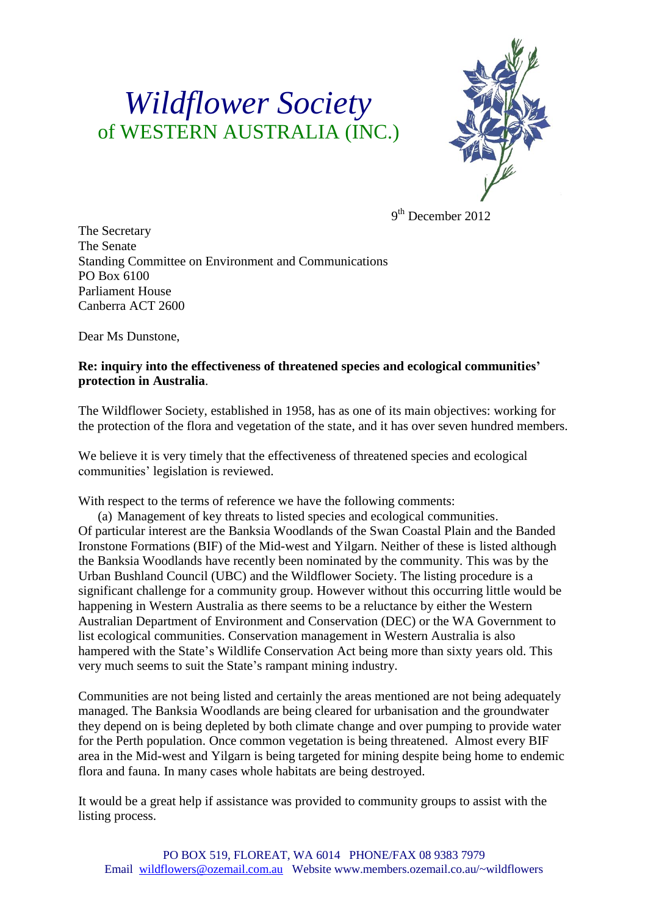# *Wildflower Society*
## of WESTERN AUSTRALIA (INC.)

9th December 2012

The Secretary
The Senate
Standing Committee on Environment and Communications
PO Box 6100
Parliament House
Canberra ACT 2600

Dear Ms Dunstone,

**Re: inquiry into the effectiveness of threatened species and ecological communities' protection in Australia**.

The Wildflower Society, established in 1958, has as one of its main objectives: working for the protection of the flora and vegetation of the state, and it has over seven hundred members.

We believe it is very timely that the effectiveness of threatened species and ecological communities' legislation is reviewed.

With respect to the terms of reference we have the following comments:

(a) Management of key threats to listed species and ecological communities.

Of particular interest are the Banksia Woodlands of the Swan Coastal Plain and the Banded Ironstone Formations (BIF) of the Mid-west and Yilgarn. Neither of these is listed although the Banksia Woodlands have recently been nominated by the community. This was by the Urban Bushland Council (UBC) and the Wildflower Society. The listing procedure is a significant challenge for a community group. However without this occurring little would be happening in Western Australia as there seems to be a reluctance by either the Western Australian Department of Environment and Conservation (DEC) or the WA Government to list ecological communities. Conservation management in Western Australia is also hampered with the State's Wildlife Conservation Act being more than sixty years old. This very much seems to suit the State's rampant mining industry.

Communities are not being listed and certainly the areas mentioned are not being adequately managed. The Banksia Woodlands are being cleared for urbanisation and the groundwater they depend on is being depleted by both climate change and over pumping to provide water for the Perth population. Once common vegetation is being threatened. Almost every BIF area in the Mid-west and Yilgarn is being targeted for mining despite being home to endemic flora and fauna. In many cases whole habitats are being destroyed.

It would be a great help if assistance was provided to community groups to assist with the listing process.

PO BOX 519, FLOREAT, WA 6014 PHONE/FAX 08 9383 7979
Email wildflowers@ozemail.com.au Website www.members.ozemail.co.au/~wildflowers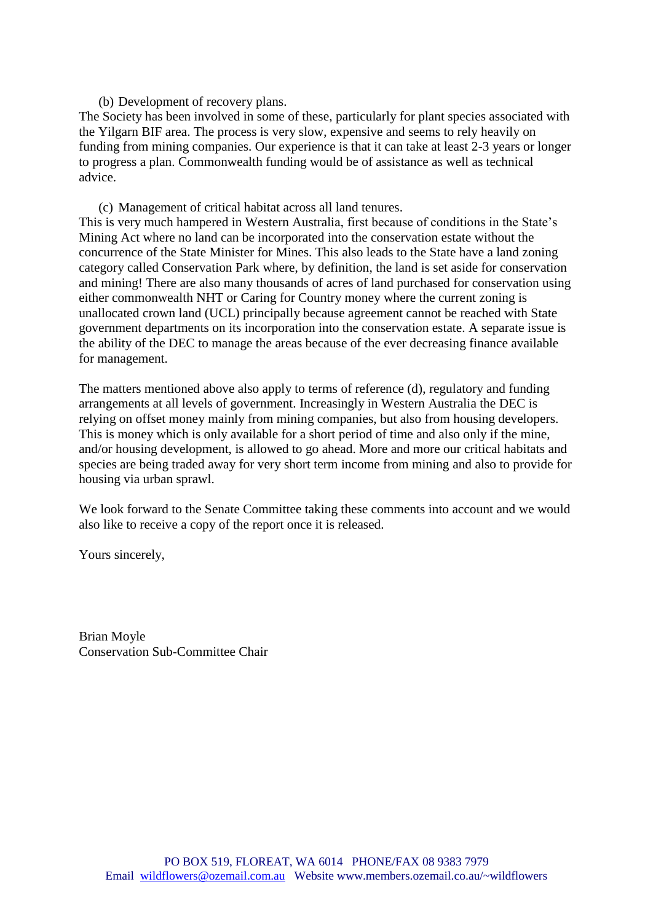(b) Development of recovery plans.

The Society has been involved in some of these, particularly for plant species associated with the Yilgarn BIF area. The process is very slow, expensive and seems to rely heavily on funding from mining companies. Our experience is that it can take at least 2-3 years or longer to progress a plan. Commonwealth funding would be of assistance as well as technical advice.

(c) Management of critical habitat across all land tenures.

This is very much hampered in Western Australia, first because of conditions in the State's Mining Act where no land can be incorporated into the conservation estate without the concurrence of the State Minister for Mines. This also leads to the State have a land zoning category called Conservation Park where, by definition, the land is set aside for conservation and mining! There are also many thousands of acres of land purchased for conservation using either commonwealth NHT or Caring for Country money where the current zoning is unallocated crown land (UCL) principally because agreement cannot be reached with State government departments on its incorporation into the conservation estate. A separate issue is the ability of the DEC to manage the areas because of the ever decreasing finance available for management.

The matters mentioned above also apply to terms of reference (d), regulatory and funding arrangements at all levels of government. Increasingly in Western Australia the DEC is relying on offset money mainly from mining companies, but also from housing developers. This is money which is only available for a short period of time and also only if the mine, and/or housing development, is allowed to go ahead. More and more our critical habitats and species are being traded away for very short term income from mining and also to provide for housing via urban sprawl.

We look forward to the Senate Committee taking these comments into account and we would also like to receive a copy of the report once it is released.

Yours sincerely,

Brian Moyle
Conservation Sub-Committee Chair

PO BOX 519, FLOREAT, WA 6014 PHONE/FAX 08 9383 7979
Email wildflowers@ozemail.com.au Website www.members.ozemail.co.au/~wildflowers